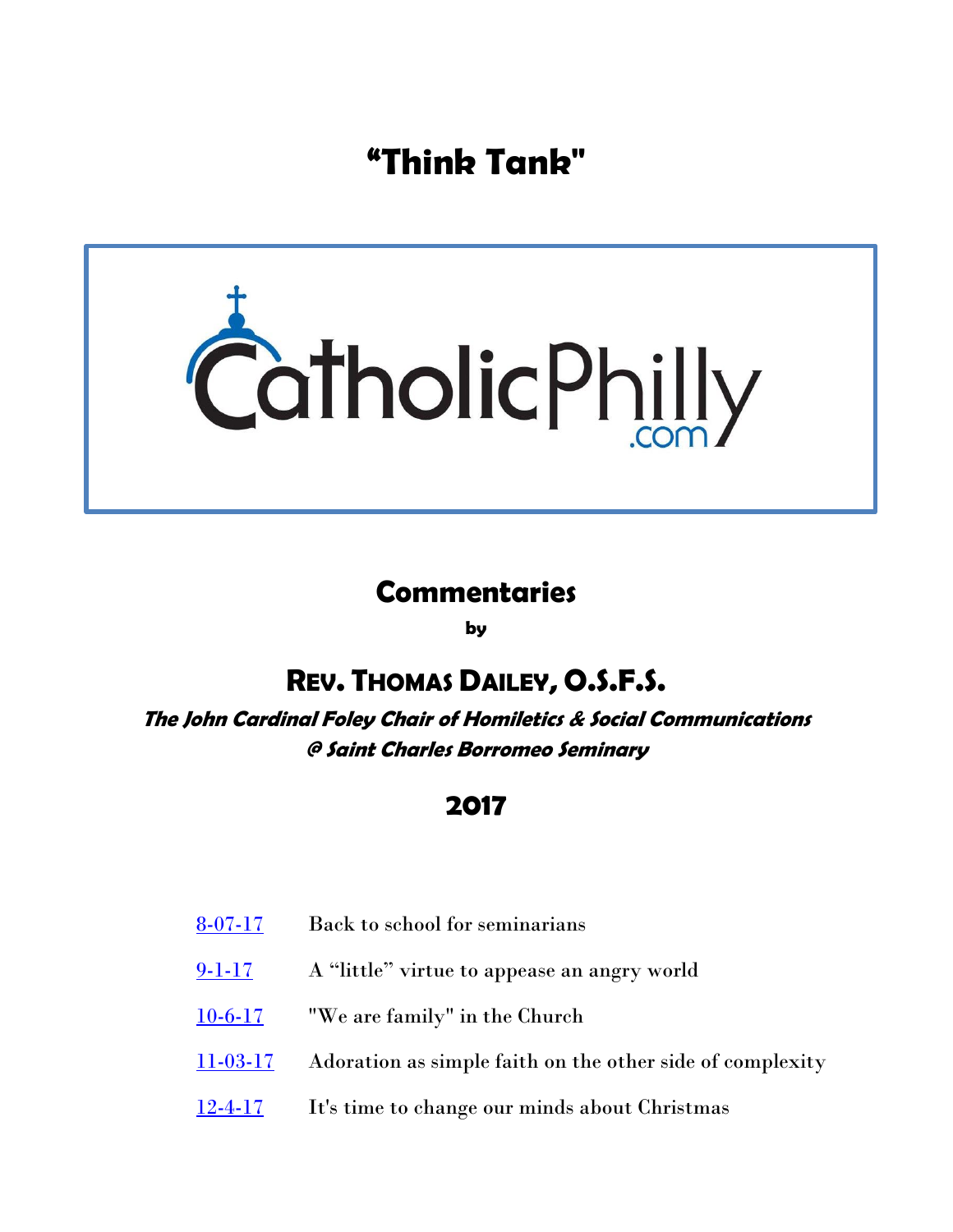# "Think Tank"

CatholicPhilly.com

## Commentaries

**by**

## REV. THOMAS DAILEY, O.S.F.S.

***The John Cardinal Foley Chair of Homiletics & Social Communications @ Saint Charles Borromeo Seminary***

## 2017

| | |
|---|---|
| 8-07-17 | Back to school for seminarians |
| 9-1-17 | A "little" virtue to appease an angry world |
| 10-6-17 | "We are family" in the Church |
| 11-03-17 | Adoration as simple faith on the other side of complexity |
| 12-4-17 | It's time to change our minds about Christmas |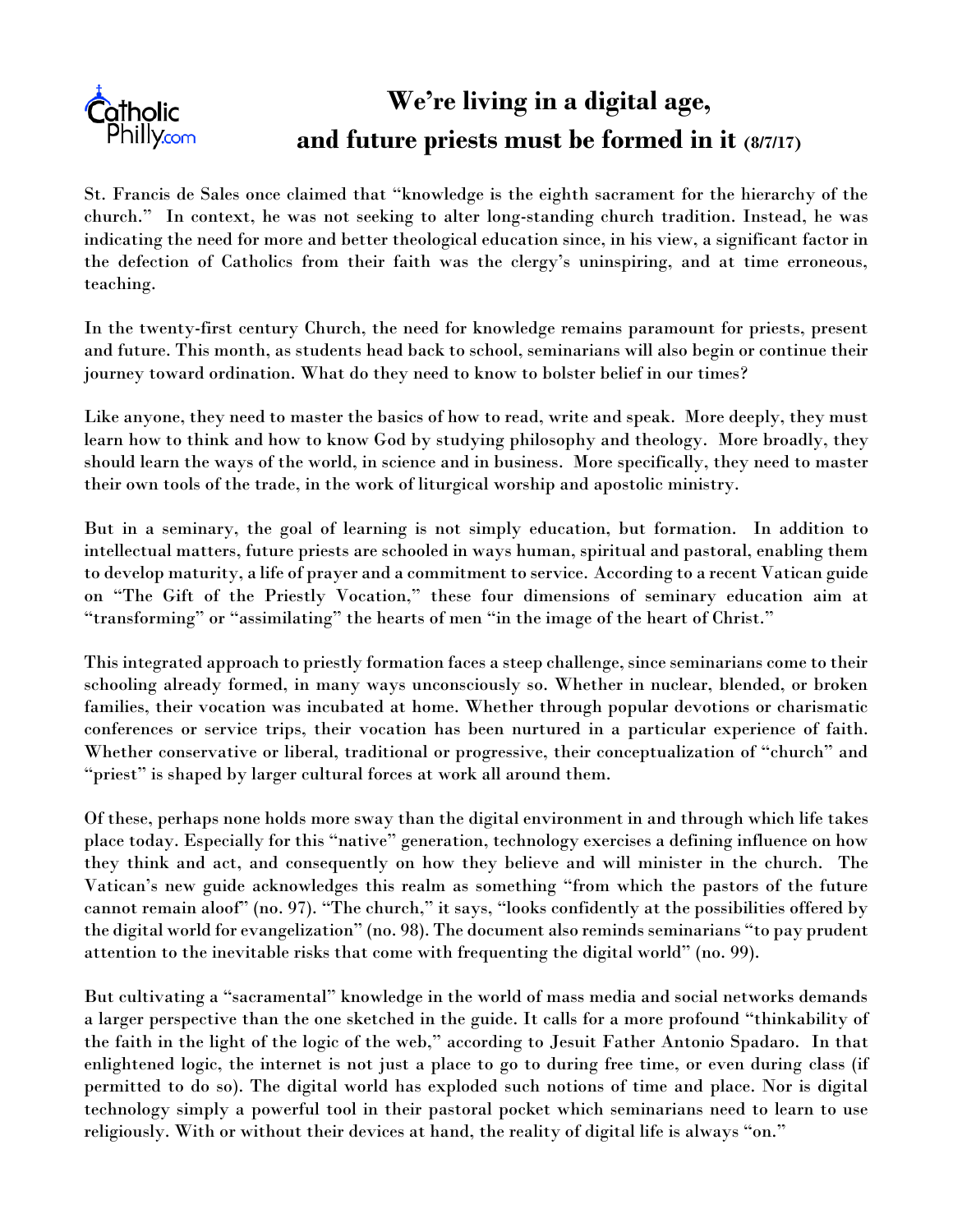# We're living in a digital age, and future priests must be formed in it (8/7/17)

St. Francis de Sales once claimed that "knowledge is the eighth sacrament for the hierarchy of the church." In context, he was not seeking to alter long-standing church tradition. Instead, he was indicating the need for more and better theological education since, in his view, a significant factor in the defection of Catholics from their faith was the clergy's uninspiring, and at time erroneous, teaching.

In the twenty-first century Church, the need for knowledge remains paramount for priests, present and future. This month, as students head back to school, seminarians will also begin or continue their journey toward ordination. What do they need to know to bolster belief in our times?

Like anyone, they need to master the basics of how to read, write and speak. More deeply, they must learn how to think and how to know God by studying philosophy and theology. More broadly, they should learn the ways of the world, in science and in business. More specifically, they need to master their own tools of the trade, in the work of liturgical worship and apostolic ministry.

But in a seminary, the goal of learning is not simply education, but formation. In addition to intellectual matters, future priests are schooled in ways human, spiritual and pastoral, enabling them to develop maturity, a life of prayer and a commitment to service. According to a recent Vatican guide on "The Gift of the Priestly Vocation," these four dimensions of seminary education aim at "transforming" or "assimilating" the hearts of men "in the image of the heart of Christ."

This integrated approach to priestly formation faces a steep challenge, since seminarians come to their schooling already formed, in many ways unconsciously so. Whether in nuclear, blended, or broken families, their vocation was incubated at home. Whether through popular devotions or charismatic conferences or service trips, their vocation has been nurtured in a particular experience of faith. Whether conservative or liberal, traditional or progressive, their conceptualization of "church" and "priest" is shaped by larger cultural forces at work all around them.

Of these, perhaps none holds more sway than the digital environment in and through which life takes place today. Especially for this "native" generation, technology exercises a defining influence on how they think and act, and consequently on how they believe and will minister in the church. The Vatican's new guide acknowledges this realm as something "from which the pastors of the future cannot remain aloof" (no. 97). "The church," it says, "looks confidently at the possibilities offered by the digital world for evangelization" (no. 98). The document also reminds seminarians "to pay prudent attention to the inevitable risks that come with frequenting the digital world" (no. 99).

But cultivating a "sacramental" knowledge in the world of mass media and social networks demands a larger perspective than the one sketched in the guide. It calls for a more profound "thinkability of the faith in the light of the logic of the web," according to Jesuit Father Antonio Spadaro. In that enlightened logic, the internet is not just a place to go to during free time, or even during class (if permitted to do so). The digital world has exploded such notions of time and place. Nor is digital technology simply a powerful tool in their pastoral pocket which seminarians need to learn to use religiously. With or without their devices at hand, the reality of digital life is always "on."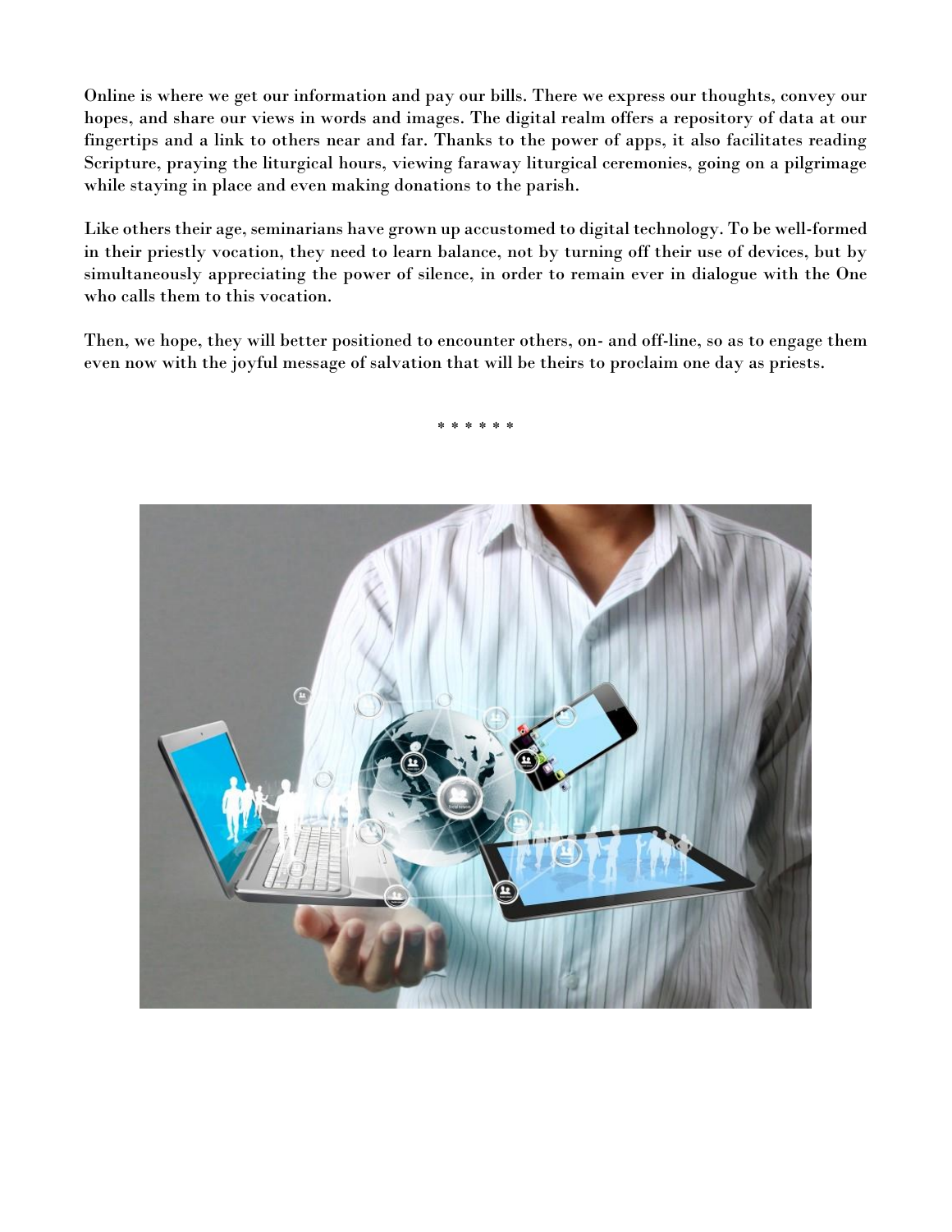Online is where we get our information and pay our bills. There we express our thoughts, convey our hopes, and share our views in words and images. The digital realm offers a repository of data at our fingertips and a link to others near and far. Thanks to the power of apps, it also facilitates reading Scripture, praying the liturgical hours, viewing faraway liturgical ceremonies, going on a pilgrimage while staying in place and even making donations to the parish.

Like others their age, seminarians have grown up accustomed to digital technology. To be well-formed in their priestly vocation, they need to learn balance, not by turning off their use of devices, but by simultaneously appreciating the power of silence, in order to remain ever in dialogue with the One who calls them to this vocation.

Then, we hope, they will better positioned to encounter others, on- and off-line, so as to engage them even now with the joyful message of salvation that will be theirs to proclaim one day as priests.

\* \* \* \* \* \*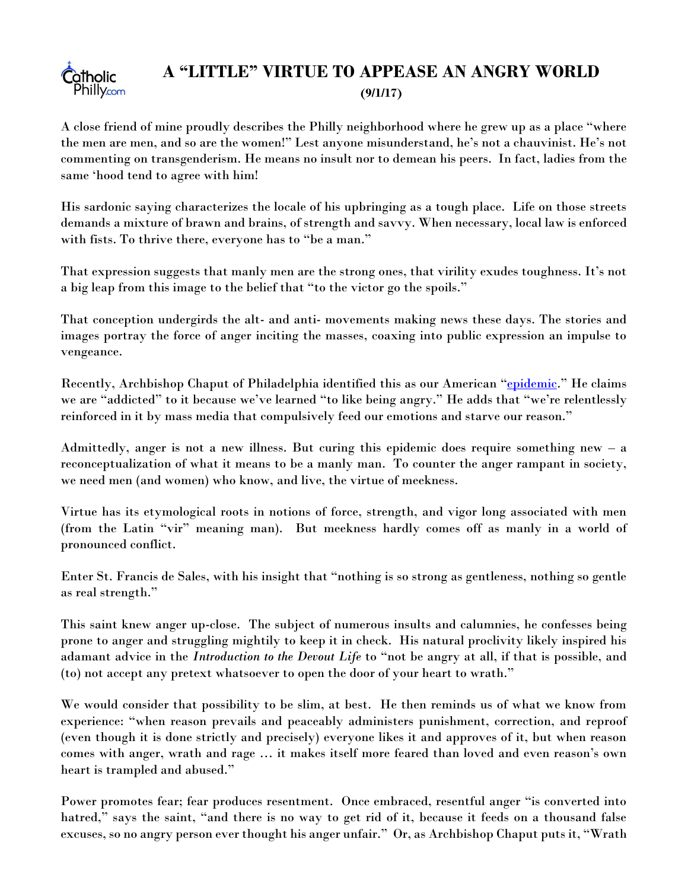# A "LITTLE" VIRTUE TO APPEASE AN ANGRY WORLD

**(9/1/17)**

A close friend of mine proudly describes the Philly neighborhood where he grew up as a place "where the men are men, and so are the women!" Lest anyone misunderstand, he's not a chauvinist. He's not commenting on transgenderism. He means no insult nor to demean his peers. In fact, ladies from the same 'hood tend to agree with him!

His sardonic saying characterizes the locale of his upbringing as a tough place. Life on those streets demands a mixture of brawn and brains, of strength and savvy. When necessary, local law is enforced with fists. To thrive there, everyone has to "be a man."

That expression suggests that manly men are the strong ones, that virility exudes toughness. It's not a big leap from this image to the belief that "to the victor go the spoils."

That conception undergirds the alt- and anti- movements making news these days. The stories and images portray the force of anger inciting the masses, coaxing into public expression an impulse to vengeance.

Recently, Archbishop Chaput of Philadelphia identified this as our American "epidemic." He claims we are "addicted" to it because we've learned "to like being angry." He adds that "we're relentlessly reinforced in it by mass media that compulsively feed our emotions and starve our reason."

Admittedly, anger is not a new illness. But curing this epidemic does require something new – a reconceptualization of what it means to be a manly man. To counter the anger rampant in society, we need men (and women) who know, and live, the virtue of meekness.

Virtue has its etymological roots in notions of force, strength, and vigor long associated with men (from the Latin "vir" meaning man). But meekness hardly comes off as manly in a world of pronounced conflict.

Enter St. Francis de Sales, with his insight that "nothing is so strong as gentleness, nothing so gentle as real strength."

This saint knew anger up-close. The subject of numerous insults and calumnies, he confesses being prone to anger and struggling mightily to keep it in check. His natural proclivity likely inspired his adamant advice in the *Introduction to the Devout Life* to "not be angry at all, if that is possible, and (to) not accept any pretext whatsoever to open the door of your heart to wrath."

We would consider that possibility to be slim, at best. He then reminds us of what we know from experience: "when reason prevails and peaceably administers punishment, correction, and reproof (even though it is done strictly and precisely) everyone likes it and approves of it, but when reason comes with anger, wrath and rage … it makes itself more feared than loved and even reason's own heart is trampled and abused."

Power promotes fear; fear produces resentment. Once embraced, resentful anger "is converted into hatred," says the saint, "and there is no way to get rid of it, because it feeds on a thousand false excuses, so no angry person ever thought his anger unfair." Or, as Archbishop Chaput puts it, "Wrath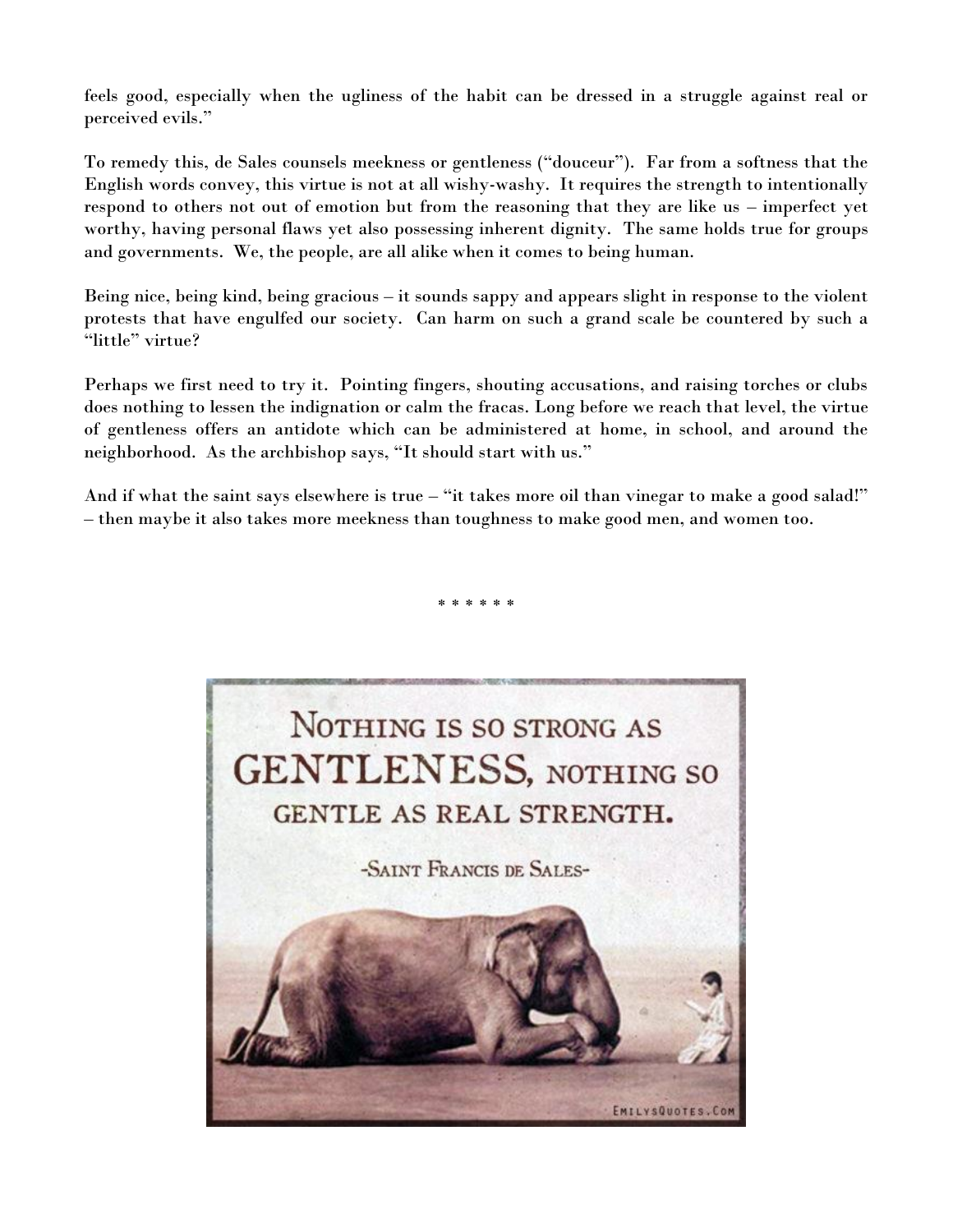feels good, especially when the ugliness of the habit can be dressed in a struggle against real or perceived evils."

To remedy this, de Sales counsels meekness or gentleness ("douceur"). Far from a softness that the English words convey, this virtue is not at all wishy-washy. It requires the strength to intentionally respond to others not out of emotion but from the reasoning that they are like us – imperfect yet worthy, having personal flaws yet also possessing inherent dignity. The same holds true for groups and governments. We, the people, are all alike when it comes to being human.

Being nice, being kind, being gracious – it sounds sappy and appears slight in response to the violent protests that have engulfed our society. Can harm on such a grand scale be countered by such a "little" virtue?

Perhaps we first need to try it. Pointing fingers, shouting accusations, and raising torches or clubs does nothing to lessen the indignation or calm the fracas. Long before we reach that level, the virtue of gentleness offers an antidote which can be administered at home, in school, and around the neighborhood. As the archbishop says, "It should start with us."

And if what the saint says elsewhere is true – "it takes more oil than vinegar to make a good salad!" – then maybe it also takes more meekness than toughness to make good men, and women too.

\* \* \* \* \* \*

NOTHING IS SO STRONG AS GENTLENESS, NOTHING SO GENTLE AS REAL STRENGTH.

-SAINT FRANCIS DE SALES-

EMILYSQUOTES.COM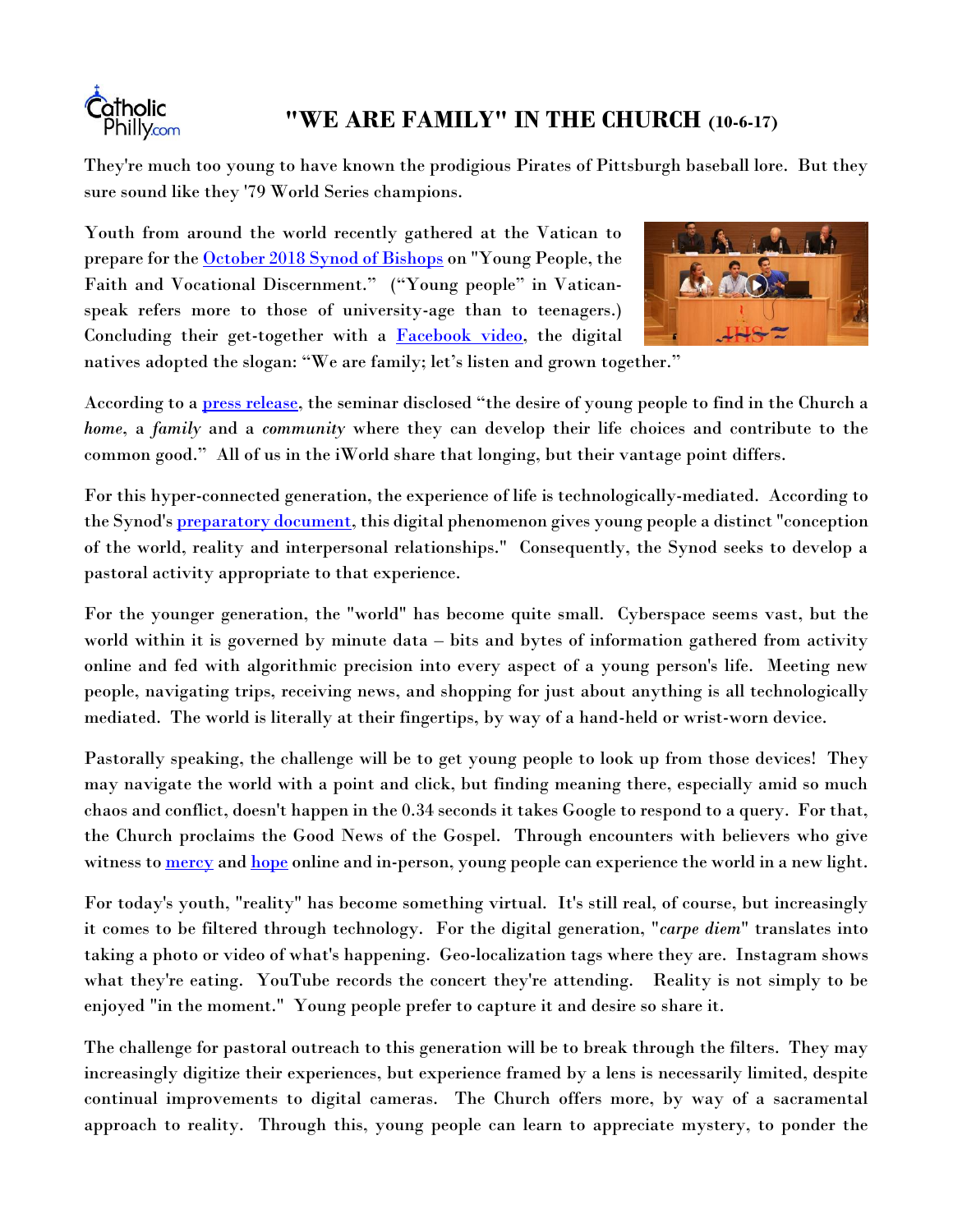# "WE ARE FAMILY" IN THE CHURCH (10-6-17)

They're much too young to have known the prodigious Pirates of Pittsburgh baseball lore. But they sure sound like they '79 World Series champions.

Youth from around the world recently gathered at the Vatican to prepare for the October 2018 Synod of Bishops on "Young People, the Faith and Vocational Discernment." ("Young people" in Vatican-speak refers more to those of university-age than to teenagers.) Concluding their get-together with a Facebook video, the digital natives adopted the slogan: "We are family; let's listen and grown together."

According to a press release, the seminar disclosed "the desire of young people to find in the Church a *home*, a *family* and a *community* where they can develop their life choices and contribute to the common good." All of us in the iWorld share that longing, but their vantage point differs.

For this hyper-connected generation, the experience of life is technologically-mediated. According to the Synod's preparatory document, this digital phenomenon gives young people a distinct "conception of the world, reality and interpersonal relationships." Consequently, the Synod seeks to develop a pastoral activity appropriate to that experience.

For the younger generation, the "world" has become quite small. Cyberspace seems vast, but the world within it is governed by minute data – bits and bytes of information gathered from activity online and fed with algorithmic precision into every aspect of a young person's life. Meeting new people, navigating trips, receiving news, and shopping for just about anything is all technologically mediated. The world is literally at their fingertips, by way of a hand-held or wrist-worn device.

Pastorally speaking, the challenge will be to get young people to look up from those devices! They may navigate the world with a point and click, but finding meaning there, especially amid so much chaos and conflict, doesn't happen in the 0.34 seconds it takes Google to respond to a query. For that, the Church proclaims the Good News of the Gospel. Through encounters with believers who give witness to mercy and hope online and in-person, young people can experience the world in a new light.

For today's youth, "reality" has become something virtual. It's still real, of course, but increasingly it comes to be filtered through technology. For the digital generation, "*carpe diem*" translates into taking a photo or video of what's happening. Geo-localization tags where they are. Instagram shows what they're eating. YouTube records the concert they're attending. Reality is not simply to be enjoyed "in the moment." Young people prefer to capture it and desire so share it.

The challenge for pastoral outreach to this generation will be to break through the filters. They may increasingly digitize their experiences, but experience framed by a lens is necessarily limited, despite continual improvements to digital cameras. The Church offers more, by way of a sacramental approach to reality. Through this, young people can learn to appreciate mystery, to ponder the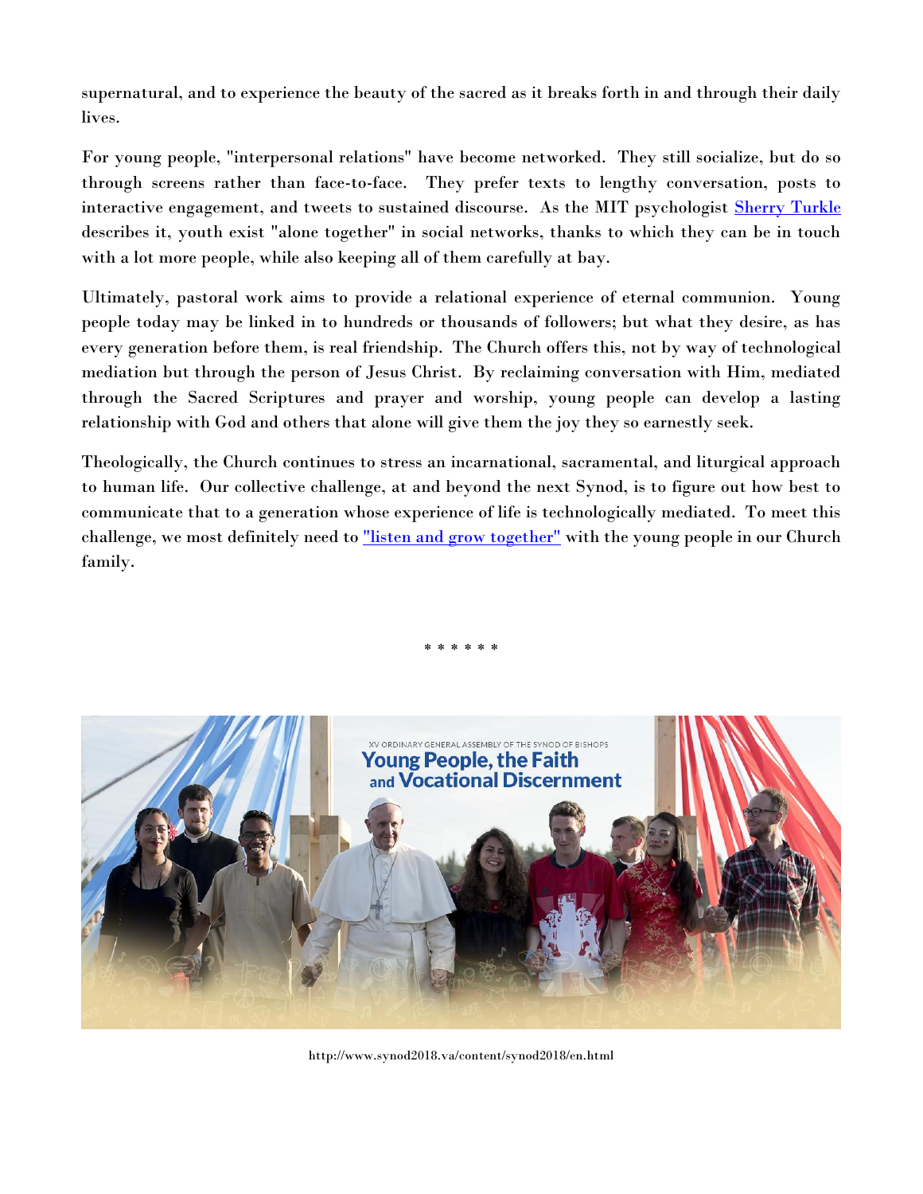supernatural, and to experience the beauty of the sacred as it breaks forth in and through their daily lives.

For young people, "interpersonal relations" have become networked. They still socialize, but do so through screens rather than face-to-face. They prefer texts to lengthy conversation, posts to interactive engagement, and tweets to sustained discourse. As the MIT psychologist [Sherry Turkle] describes it, youth exist "alone together" in social networks, thanks to which they can be in touch with a lot more people, while also keeping all of them carefully at bay.

Ultimately, pastoral work aims to provide a relational experience of eternal communion. Young people today may be linked in to hundreds or thousands of followers; but what they desire, as has every generation before them, is real friendship. The Church offers this, not by way of technological mediation but through the person of Jesus Christ. By reclaiming conversation with Him, mediated through the Sacred Scriptures and prayer and worship, young people can develop a lasting relationship with God and others that alone will give them the joy they so earnestly seek.

Theologically, the Church continues to stress an incarnational, sacramental, and liturgical approach to human life. Our collective challenge, at and beyond the next Synod, is to figure out how best to communicate that to a generation whose experience of life is technologically mediated. To meet this challenge, we most definitely need to ["listen and grow together"] with the young people in our Church family.

\* \* \* \* \* \*

XV ORDINARY GENERAL ASSEMBLY OF THE SYNOD OF BISHOPS
Young People, the Faith and Vocational Discernment

http://www.synod2018.va/content/synod2018/en.html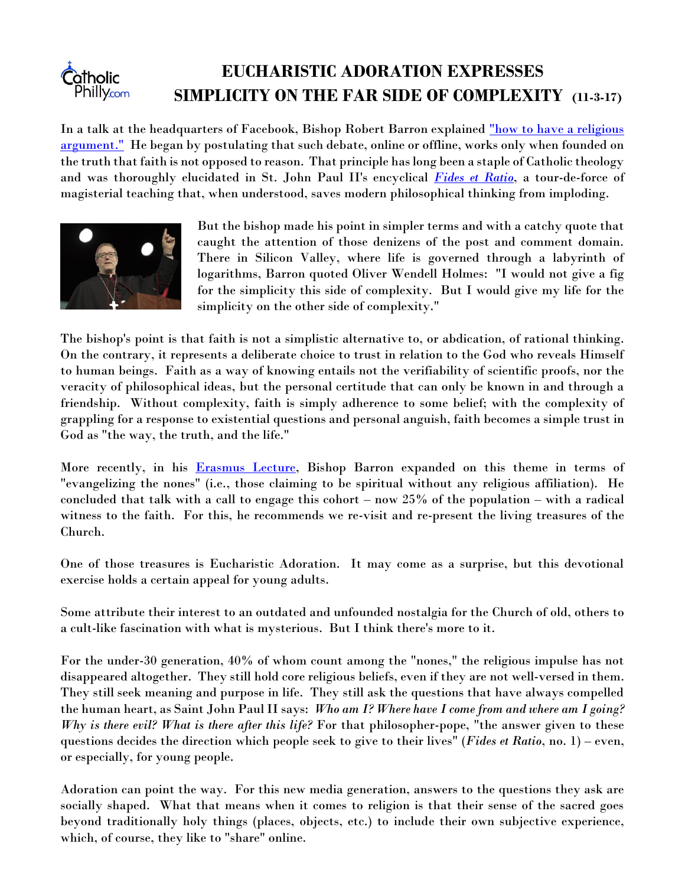# EUCHARISTIC ADORATION EXPRESSES SIMPLICITY ON THE FAR SIDE OF COMPLEXITY (11-3-17)

In a talk at the headquarters of Facebook, Bishop Robert Barron explained "how to have a religious argument." He began by postulating that such debate, online or offline, works only when founded on the truth that faith is not opposed to reason. That principle has long been a staple of Catholic theology and was thoroughly elucidated in St. John Paul II's encyclical *Fides et Ratio*, a tour-de-force of magisterial teaching that, when understood, saves modern philosophical thinking from imploding.

But the bishop made his point in simpler terms and with a catchy quote that caught the attention of those denizens of the post and comment domain. There in Silicon Valley, where life is governed through a labyrinth of logarithms, Barron quoted Oliver Wendell Holmes: "I would not give a fig for the simplicity this side of complexity. But I would give my life for the simplicity on the other side of complexity."

The bishop's point is that faith is not a simplistic alternative to, or abdication, of rational thinking. On the contrary, it represents a deliberate choice to trust in relation to the God who reveals Himself to human beings. Faith as a way of knowing entails not the verifiability of scientific proofs, nor the veracity of philosophical ideas, but the personal certitude that can only be known in and through a friendship. Without complexity, faith is simply adherence to some belief; with the complexity of grappling for a response to existential questions and personal anguish, faith becomes a simple trust in God as "the way, the truth, and the life."

More recently, in his Erasmus Lecture, Bishop Barron expanded on this theme in terms of "evangelizing the nones" (i.e., those claiming to be spiritual without any religious affiliation). He concluded that talk with a call to engage this cohort – now 25% of the population – with a radical witness to the faith. For this, he recommends we re-visit and re-present the living treasures of the Church.

One of those treasures is Eucharistic Adoration. It may come as a surprise, but this devotional exercise holds a certain appeal for young adults.

Some attribute their interest to an outdated and unfounded nostalgia for the Church of old, others to a cult-like fascination with what is mysterious. But I think there's more to it.

For the under-30 generation, 40% of whom count among the "nones," the religious impulse has not disappeared altogether. They still hold core religious beliefs, even if they are not well-versed in them. They still seek meaning and purpose in life. They still ask the questions that have always compelled the human heart, as Saint John Paul II says: *Who am I? Where have I come from and where am I going? Why is there evil? What is there after this life?* For that philosopher-pope, "the answer given to these questions decides the direction which people seek to give to their lives" (*Fides et Ratio*, no. 1) – even, or especially, for young people.

Adoration can point the way. For this new media generation, answers to the questions they ask are socially shaped. What that means when it comes to religion is that their sense of the sacred goes beyond traditionally holy things (places, objects, etc.) to include their own subjective experience, which, of course, they like to "share" online.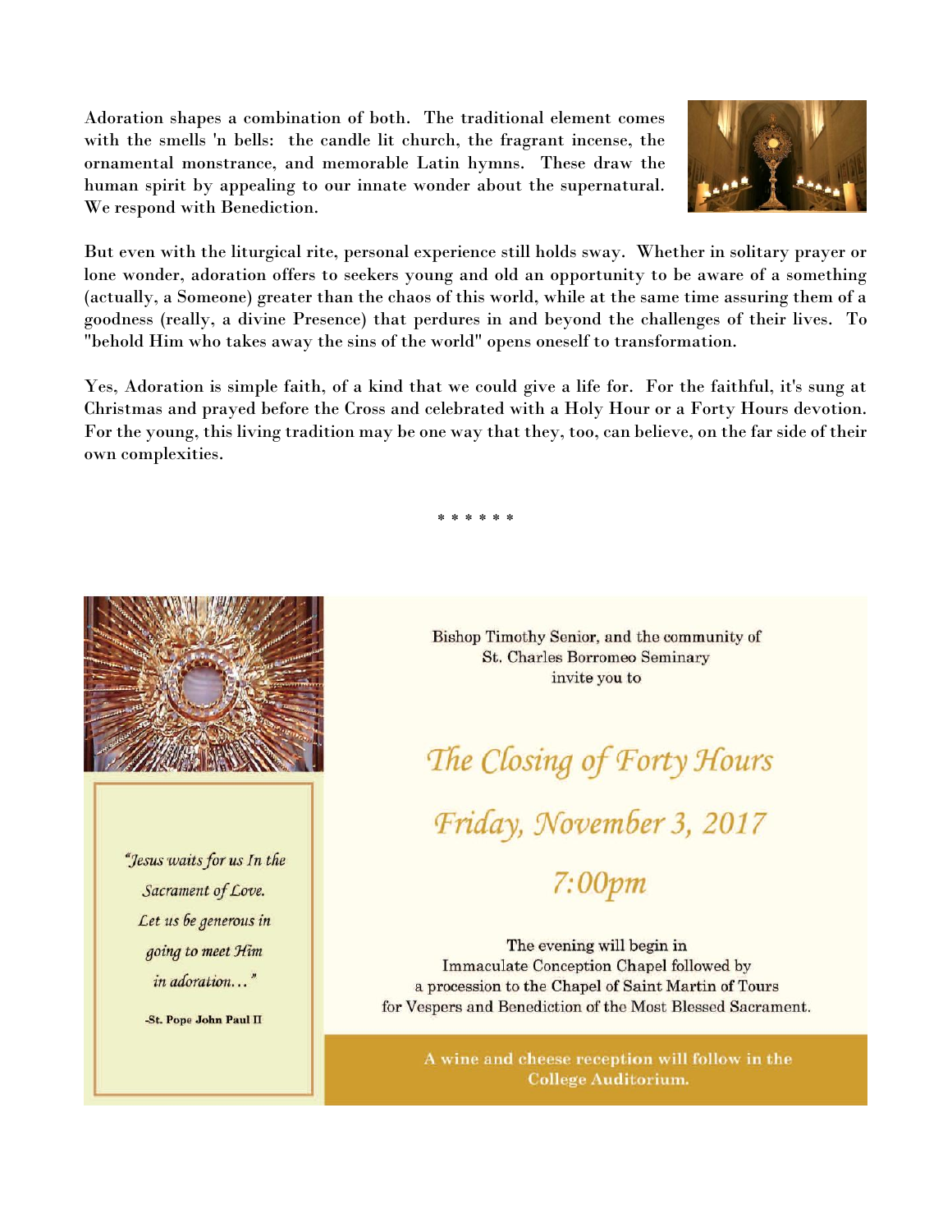Adoration shapes a combination of both. The traditional element comes with the smells 'n bells: the candle lit church, the fragrant incense, the ornamental monstrance, and memorable Latin hymns. These draw the human spirit by appealing to our innate wonder about the supernatural. We respond with Benediction.

But even with the liturgical rite, personal experience still holds sway. Whether in solitary prayer or lone wonder, adoration offers to seekers young and old an opportunity to be aware of a something (actually, a Someone) greater than the chaos of this world, while at the same time assuring them of a goodness (really, a divine Presence) that perdures in and beyond the challenges of their lives. To "behold Him who takes away the sins of the world" opens oneself to transformation.

Yes, Adoration is simple faith, of a kind that we could give a life for. For the faithful, it's sung at Christmas and prayed before the Cross and celebrated with a Holy Hour or a Forty Hours devotion. For the young, this living tradition may be one way that they, too, can believe, on the far side of their own complexities.

\* \* \* \* \* \*

*"Jesus waits for us In the Sacrament of Love. Let us be generous in going to meet Him in adoration…"*

-St. Pope **John Paul II**

Bishop Timothy Senior, and the community of St. Charles Borromeo Seminary invite you to

## *The Closing of Forty Hours*

## *Friday, November 3, 2017*

## *7:00pm*

The evening will begin in Immaculate Conception Chapel followed by a procession to the Chapel of Saint Martin of Tours for Vespers and Benediction of the Most Blessed Sacrament.

**A wine and cheese reception will follow in the College Auditorium.**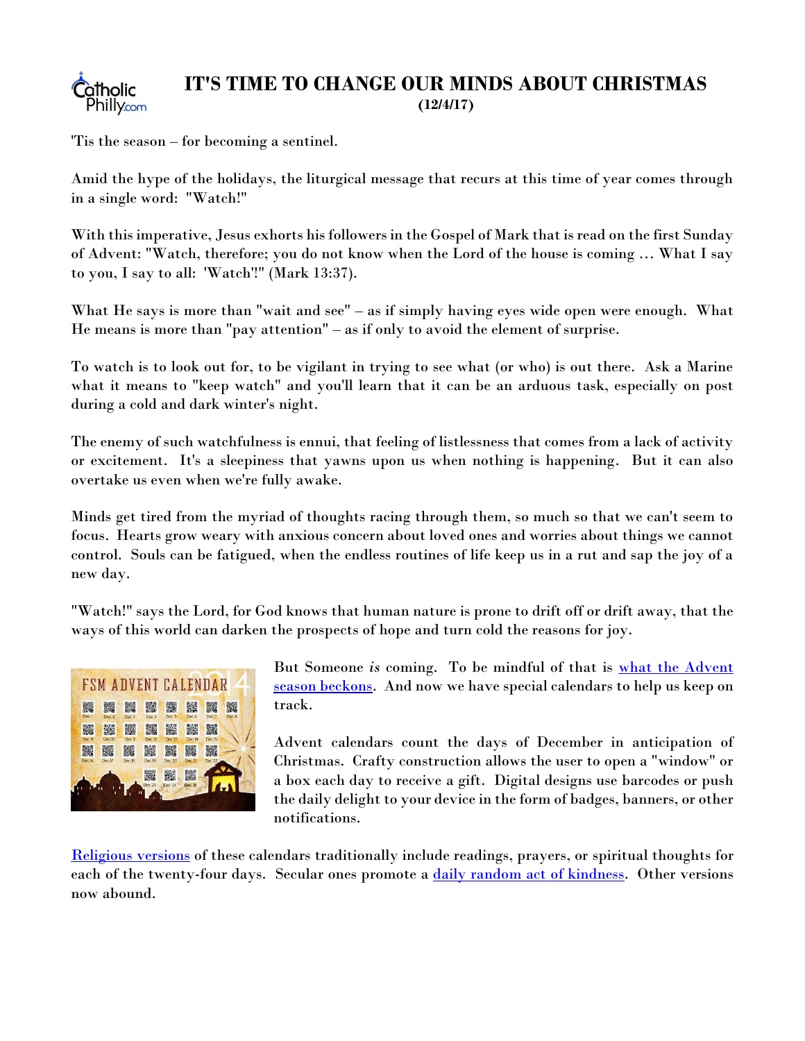# IT'S TIME TO CHANGE OUR MINDS ABOUT CHRISTMAS

**(12/4/17)**

'Tis the season – for becoming a sentinel.

Amid the hype of the holidays, the liturgical message that recurs at this time of year comes through in a single word: "Watch!"

With this imperative, Jesus exhorts his followers in the Gospel of Mark that is read on the first Sunday of Advent: "Watch, therefore; you do not know when the Lord of the house is coming … What I say to you, I say to all: 'Watch'!" (Mark 13:37).

What He says is more than "wait and see" – as if simply having eyes wide open were enough. What He means is more than "pay attention" – as if only to avoid the element of surprise.

To watch is to look out for, to be vigilant in trying to see what (or who) is out there. Ask a Marine what it means to "keep watch" and you'll learn that it can be an arduous task, especially on post during a cold and dark winter's night.

The enemy of such watchfulness is ennui, that feeling of listlessness that comes from a lack of activity or excitement. It's a sleepiness that yawns upon us when nothing is happening. But it can also overtake us even when we're fully awake.

Minds get tired from the myriad of thoughts racing through them, so much so that we can't seem to focus. Hearts grow weary with anxious concern about loved ones and worries about things we cannot control. Souls can be fatigued, when the endless routines of life keep us in a rut and sap the joy of a new day.

"Watch!" says the Lord, for God knows that human nature is prone to drift off or drift away, that the ways of this world can darken the prospects of hope and turn cold the reasons for joy.

But Someone *is* coming. To be mindful of that is [what the Advent season beckons](). And now we have special calendars to help us keep on track.

Advent calendars count the days of December in anticipation of Christmas. Crafty construction allows the user to open a "window" or a box each day to receive a gift. Digital designs use barcodes or push the daily delight to your device in the form of badges, banners, or other notifications.

[Religious versions]() of these calendars traditionally include readings, prayers, or spiritual thoughts for each of the twenty-four days. Secular ones promote a [daily random act of kindness](). Other versions now abound.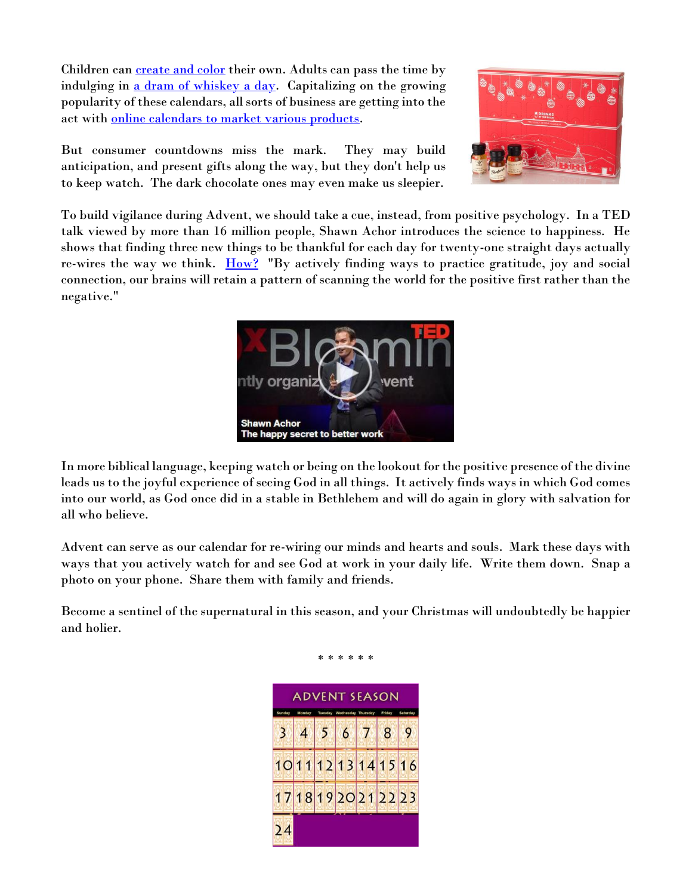Children can create and color their own. Adults can pass the time by indulging in a dram of whiskey a day. Capitalizing on the growing popularity of these calendars, all sorts of business are getting into the act with online calendars to market various products.

But consumer countdowns miss the mark. They may build anticipation, and present gifts along the way, but they don't help us to keep watch. The dark chocolate ones may even make us sleepier.

To build vigilance during Advent, we should take a cue, instead, from positive psychology. In a TED talk viewed by more than 16 million people, Shawn Achor introduces the science to happiness. He shows that finding three new things to be thankful for each day for twenty-one straight days actually re-wires the way we think. How? "By actively finding ways to practice gratitude, joy and social connection, our brains will retain a pattern of scanning the world for the positive first rather than the negative."

In more biblical language, keeping watch or being on the lookout for the positive presence of the divine leads us to the joyful experience of seeing God in all things. It actively finds ways in which God comes into our world, as God once did in a stable in Bethlehem and will do again in glory with salvation for all who believe.

Advent can serve as our calendar for re-wiring our minds and hearts and souls. Mark these days with ways that you actively watch for and see God at work in your daily life. Write them down. Snap a photo on your phone. Share them with family and friends.

Become a sentinel of the supernatural in this season, and your Christmas will undoubtedly be happier and holier.

\* \* \* \* \* \*